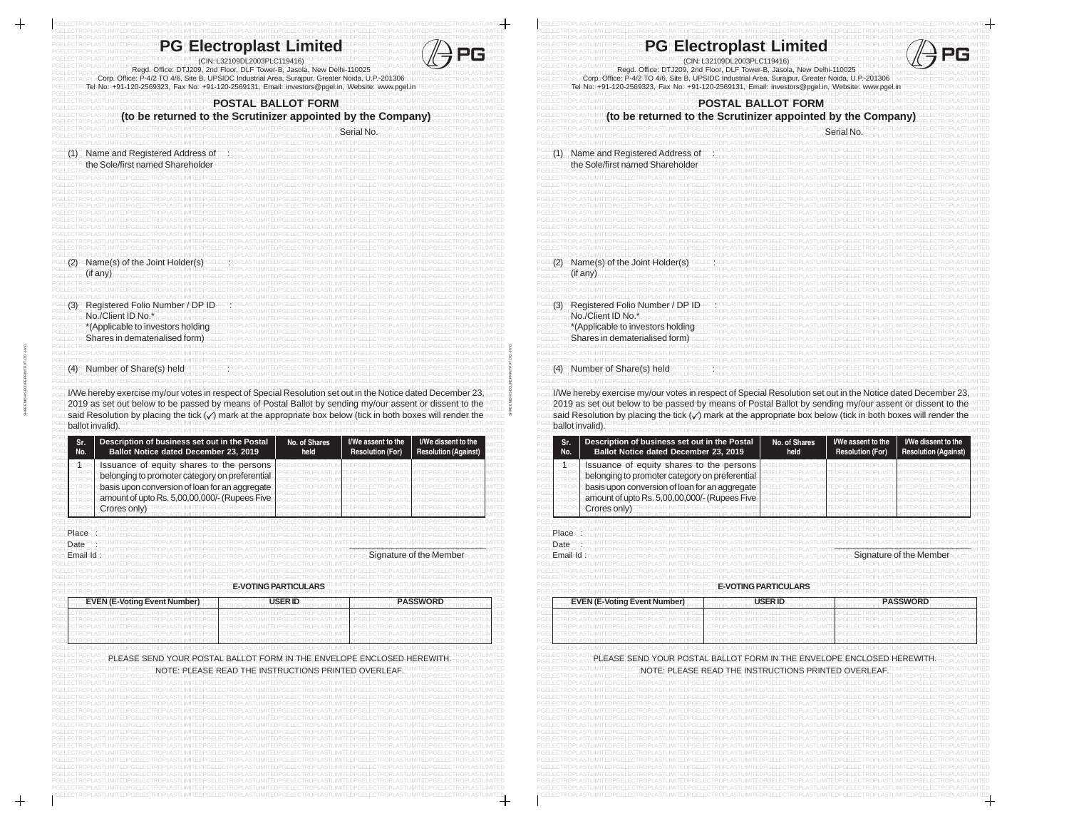# PG Electroplast Limited

(CIN: L32109DL2003PLC119416)

Regd. Office: DTJ209, 2nd Floor, DLF Tower-B, Jasola, New Delhi-110025

Corp. Office: P-4/2 TO 4/6, Site B, UPSIDC Industrial Area, Surajpur, Greater Noida, U.P.-201306

Tel No: +91-120-2569323, Fax No: +91-120-2569131, Email: investors@pgel.in, Website: www.pgel.in

## POSTAL BALLOT FORM

## (to be returned to the Scrutinizer appointed by the Company)

Serial No.

(1) Name and Registered Address of the Sole/first named Shareholder :

(2) Name(s) of the Joint Holder(s) (if any) :

(3) Registered Folio Number / DP ID No./Client ID No.* :
*(Applicable to investors holding Shares in dematerialised form)

(4) Number of Share(s) held :

I/We hereby exercise my/our votes in respect of Special Resolution set out in the Notice dated December 23, 2019 as set out below to be passed by means of Postal Ballot by sending my/our assent or dissent to the said Resolution by placing the tick (✓) mark at the appropriate box below (tick in both boxes will render the ballot invalid).

| Sr. No. | Description of business set out in the Postal Ballot Notice dated December 23, 2019 | No. of Shares held | I/We assent to the Resolution (For) | I/We dissent to the Resolution (Against) |
|---|---|---|---|---|
| 1 | Issuance of equity shares to the persons belonging to promoter category on preferential basis upon conversion of loan for an aggregate amount of upto Rs. 5,00,00,000/- (Rupees Five Crores only) | | | |

Place :

Date :

Email Id :

Signature of the Member

### E-VOTING PARTICULARS

| EVEN (E-Voting Event Number) | USER ID | PASSWORD |
|---|---|---|
| | | |

PLEASE SEND YOUR POSTAL BALLOT FORM IN THE ENVELOPE ENCLOSED HEREWITH.

NOTE: PLEASE READ THE INSTRUCTIONS PRINTED OVERLEAF.

# PG Electroplast Limited

(CIN: L32109DL2003PLC119416)

Regd. Office: DTJ209, 2nd Floor, DLF Tower-B, Jasola, New Delhi-110025

Corp. Office: P-4/2 TO 4/6, Site B, UPSIDC Industrial Area, Surajpur, Greater Noida, U.P.-201306

Tel No: +91-120-2569323, Fax No: +91-120-2569131, Email: investors@pgel.in, Website: www.pgel.in

## POSTAL BALLOT FORM

## (to be returned to the Scrutinizer appointed by the Company)

Serial No.

(1) Name and Registered Address of the Sole/first named Shareholder :

(2) Name(s) of the Joint Holder(s) (if any) :

(3) Registered Folio Number / DP ID No./Client ID No.* :
*(Applicable to investors holding Shares in dematerialised form)

(4) Number of Share(s) held :

I/We hereby exercise my/our votes in respect of Special Resolution set out in the Notice dated December 23, 2019 as set out below to be passed by means of Postal Ballot by sending my/our assent or dissent to the said Resolution by placing the tick (✓) mark at the appropriate box below (tick in both boxes will render the ballot invalid).

| Sr. No. | Description of business set out in the Postal Ballot Notice dated December 23, 2019 | No. of Shares held | I/We assent to the Resolution (For) | I/We dissent to the Resolution (Against) |
|---|---|---|---|---|
| 1 | Issuance of equity shares to the persons belonging to promoter category on preferential basis upon conversion of loan for an aggregate amount of upto Rs. 5,00,00,000/- (Rupees Five Crores only) | | | |

Place :

Date :

Email Id :

Signature of the Member

### E-VOTING PARTICULARS

| EVEN (E-Voting Event Number) | USER ID | PASSWORD |
|---|---|---|
| | | |

PLEASE SEND YOUR POSTAL BALLOT FORM IN THE ENVELOPE ENCLOSED HEREWITH.

NOTE: PLEASE READ THE INSTRUCTIONS PRINTED OVERLEAF.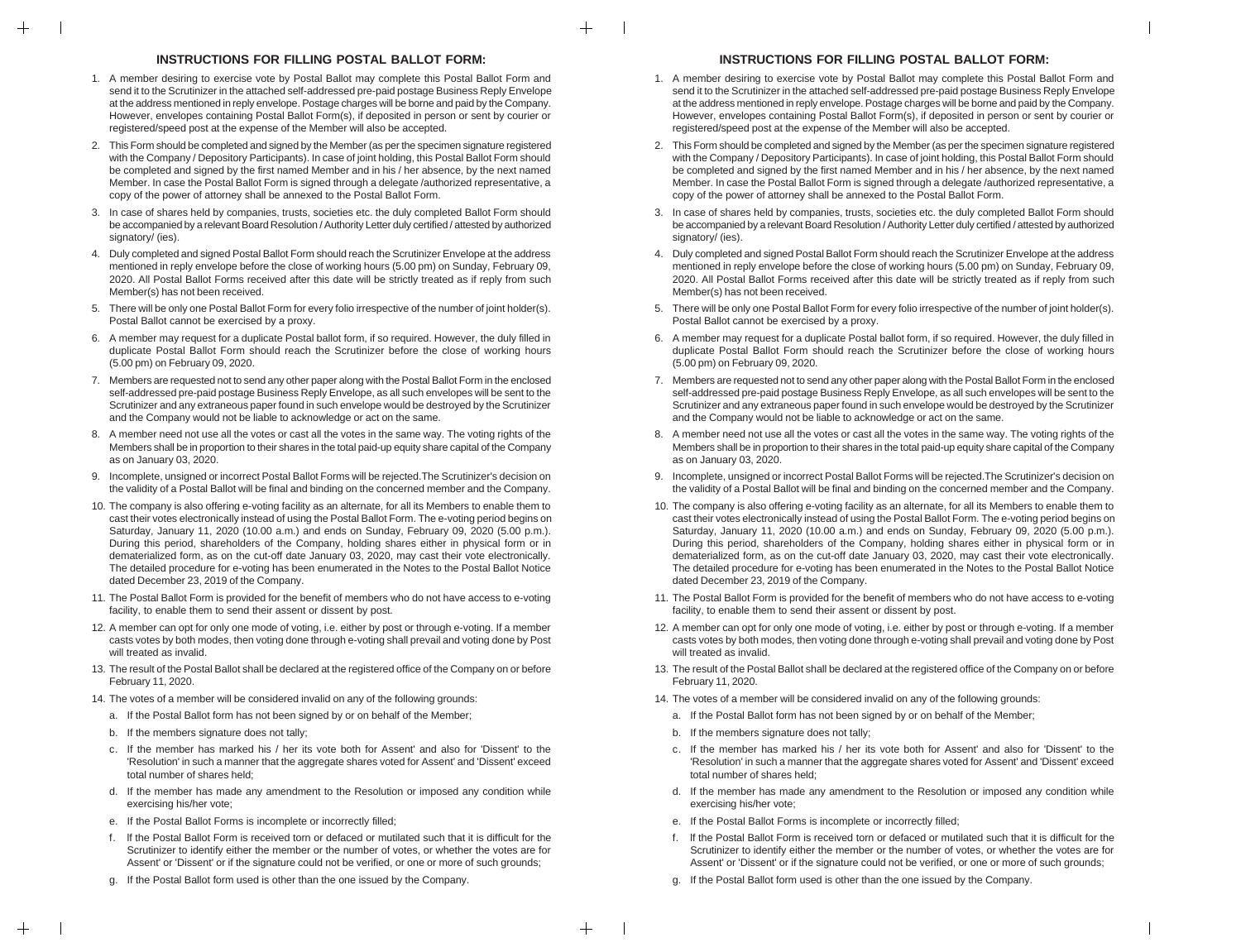## INSTRUCTIONS FOR FILLING POSTAL BALLOT FORM:

1. A member desiring to exercise vote by Postal Ballot may complete this Postal Ballot Form and send it to the Scrutinizer in the attached self-addressed pre-paid postage Business Reply Envelope at the address mentioned in reply envelope. Postage charges will be borne and paid by the Company. However, envelopes containing Postal Ballot Form(s), if deposited in person or sent by courier or registered/speed post at the expense of the Member will also be accepted.
2. This Form should be completed and signed by the Member (as per the specimen signature registered with the Company / Depository Participants). In case of joint holding, this Postal Ballot Form should be completed and signed by the first named Member and in his / her absence, by the next named Member. In case the Postal Ballot Form is signed through a delegate /authorized representative, a copy of the power of attorney shall be annexed to the Postal Ballot Form.
3. In case of shares held by companies, trusts, societies etc. the duly completed Ballot Form should be accompanied by a relevant Board Resolution / Authority Letter duly certified / attested by authorized signatory/ (ies).
4. Duly completed and signed Postal Ballot Form should reach the Scrutinizer Envelope at the address mentioned in reply envelope before the close of working hours (5.00 pm) on Sunday, February 09, 2020. All Postal Ballot Forms received after this date will be strictly treated as if reply from such Member(s) has not been received.
5. There will be only one Postal Ballot Form for every folio irrespective of the number of joint holder(s). Postal Ballot cannot be exercised by a proxy.
6. A member may request for a duplicate Postal ballot form, if so required. However, the duly filled in duplicate Postal Ballot Form should reach the Scrutinizer before the close of working hours (5.00 pm) on February 09, 2020.
7. Members are requested not to send any other paper along with the Postal Ballot Form in the enclosed self-addressed pre-paid postage Business Reply Envelope, as all such envelopes will be sent to the Scrutinizer and any extraneous paper found in such envelope would be destroyed by the Scrutinizer and the Company would not be liable to acknowledge or act on the same.
8. A member need not use all the votes or cast all the votes in the same way. The voting rights of the Members shall be in proportion to their shares in the total paid-up equity share capital of the Company as on January 03, 2020.
9. Incomplete, unsigned or incorrect Postal Ballot Forms will be rejected.The Scrutinizer's decision on the validity of a Postal Ballot will be final and binding on the concerned member and the Company.
10. The company is also offering e-voting facility as an alternate, for all its Members to enable them to cast their votes electronically instead of using the Postal Ballot Form. The e-voting period begins on Saturday, January 11, 2020 (10.00 a.m.) and ends on Sunday, February 09, 2020 (5.00 p.m.). During this period, shareholders of the Company, holding shares either in physical form or in dematerialized form, as on the cut-off date January 03, 2020, may cast their vote electronically. The detailed procedure for e-voting has been enumerated in the Notes to the Postal Ballot Notice dated December 23, 2019 of the Company.
11. The Postal Ballot Form is provided for the benefit of members who do not have access to e-voting facility, to enable them to send their assent or dissent by post.
12. A member can opt for only one mode of voting, i.e. either by post or through e-voting. If a member casts votes by both modes, then voting done through e-voting shall prevail and voting done by Post will treated as invalid.
13. The result of the Postal Ballot shall be declared at the registered office of the Company on or before February 11, 2020.
14. The votes of a member will be considered invalid on any of the following grounds:
    a. If the Postal Ballot form has not been signed by or on behalf of the Member;
    b. If the members signature does not tally;
    c. If the member has marked his / her its vote both for Assent' and also for 'Dissent' to the 'Resolution' in such a manner that the aggregate shares voted for Assent' and 'Dissent' exceed total number of shares held;
    d. If the member has made any amendment to the Resolution or imposed any condition while exercising his/her vote;
    e. If the Postal Ballot Forms is incomplete or incorrectly filled;
    f. If the Postal Ballot Form is received torn or defaced or mutilated such that it is difficult for the Scrutinizer to identify either the member or the number of votes, or whether the votes are for Assent' or 'Dissent' or if the signature could not be verified, or one or more of such grounds;
    g. If the Postal Ballot form used is other than the one issued by the Company.

## INSTRUCTIONS FOR FILLING POSTAL BALLOT FORM:

1. A member desiring to exercise vote by Postal Ballot may complete this Postal Ballot Form and send it to the Scrutinizer in the attached self-addressed pre-paid postage Business Reply Envelope at the address mentioned in reply envelope. Postage charges will be borne and paid by the Company. However, envelopes containing Postal Ballot Form(s), if deposited in person or sent by courier or registered/speed post at the expense of the Member will also be accepted.
2. This Form should be completed and signed by the Member (as per the specimen signature registered with the Company / Depository Participants). In case of joint holding, this Postal Ballot Form should be completed and signed by the first named Member and in his / her absence, by the next named Member. In case the Postal Ballot Form is signed through a delegate /authorized representative, a copy of the power of attorney shall be annexed to the Postal Ballot Form.
3. In case of shares held by companies, trusts, societies etc. the duly completed Ballot Form should be accompanied by a relevant Board Resolution / Authority Letter duly certified / attested by authorized signatory/ (ies).
4. Duly completed and signed Postal Ballot Form should reach the Scrutinizer Envelope at the address mentioned in reply envelope before the close of working hours (5.00 pm) on Sunday, February 09, 2020. All Postal Ballot Forms received after this date will be strictly treated as if reply from such Member(s) has not been received.
5. There will be only one Postal Ballot Form for every folio irrespective of the number of joint holder(s). Postal Ballot cannot be exercised by a proxy.
6. A member may request for a duplicate Postal ballot form, if so required. However, the duly filled in duplicate Postal Ballot Form should reach the Scrutinizer before the close of working hours (5.00 pm) on February 09, 2020.
7. Members are requested not to send any other paper along with the Postal Ballot Form in the enclosed self-addressed pre-paid postage Business Reply Envelope, as all such envelopes will be sent to the Scrutinizer and any extraneous paper found in such envelope would be destroyed by the Scrutinizer and the Company would not be liable to acknowledge or act on the same.
8. A member need not use all the votes or cast all the votes in the same way. The voting rights of the Members shall be in proportion to their shares in the total paid-up equity share capital of the Company as on January 03, 2020.
9. Incomplete, unsigned or incorrect Postal Ballot Forms will be rejected.The Scrutinizer's decision on the validity of a Postal Ballot will be final and binding on the concerned member and the Company.
10. The company is also offering e-voting facility as an alternate, for all its Members to enable them to cast their votes electronically instead of using the Postal Ballot Form. The e-voting period begins on Saturday, January 11, 2020 (10.00 a.m.) and ends on Sunday, February 09, 2020 (5.00 p.m.). During this period, shareholders of the Company, holding shares either in physical form or in dematerialized form, as on the cut-off date January 03, 2020, may cast their vote electronically. The detailed procedure for e-voting has been enumerated in the Notes to the Postal Ballot Notice dated December 23, 2019 of the Company.
11. The Postal Ballot Form is provided for the benefit of members who do not have access to e-voting facility, to enable them to send their assent or dissent by post.
12. A member can opt for only one mode of voting, i.e. either by post or through e-voting. If a member casts votes by both modes, then voting done through e-voting shall prevail and voting done by Post will treated as invalid.
13. The result of the Postal Ballot shall be declared at the registered office of the Company on or before February 11, 2020.
14. The votes of a member will be considered invalid on any of the following grounds:
    a. If the Postal Ballot form has not been signed by or on behalf of the Member;
    b. If the members signature does not tally;
    c. If the member has marked his / her its vote both for Assent' and also for 'Dissent' to the 'Resolution' in such a manner that the aggregate shares voted for Assent' and 'Dissent' exceed total number of shares held;
    d. If the member has made any amendment to the Resolution or imposed any condition while exercising his/her vote;
    e. If the Postal Ballot Forms is incomplete or incorrectly filled;
    f. If the Postal Ballot Form is received torn or defaced or mutilated such that it is difficult for the Scrutinizer to identify either the member or the number of votes, or whether the votes are for Assent' or 'Dissent' or if the signature could not be verified, or one or more of such grounds;
    g. If the Postal Ballot form used is other than the one issued by the Company.